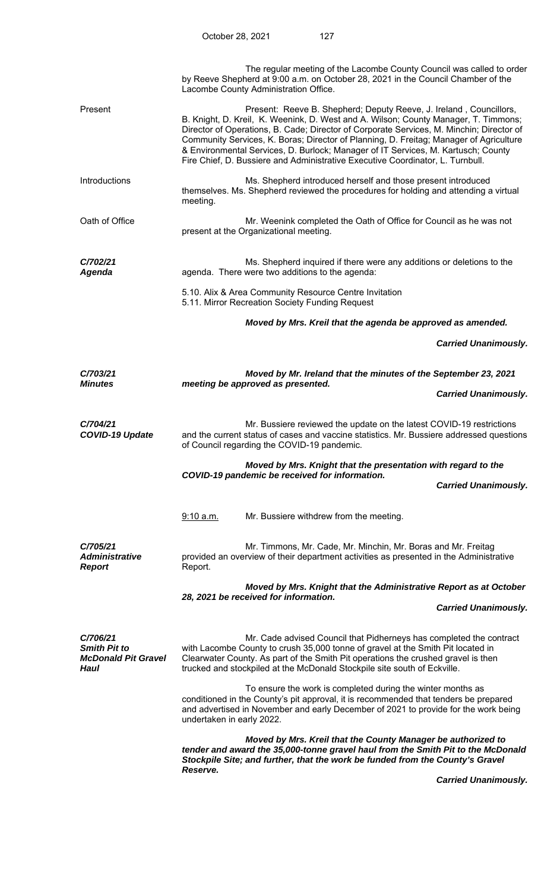The regular meeting of the Lacombe County Council was called to order by Reeve Shepherd at 9:00 a.m. on October 28, 2021 in the Council Chamber of the Lacombe County Administration Office.

**Present**

Present: Reeve B. Shepherd; Deputy Reeve, J. Ireland , Councillors, B. Knight, D. Kreil, K. Weenink, D. West and A. Wilson; County Manager, T. Timmons; Director of Operations, B. Cade; Director of Corporate Services, M. Minchin; Director of Community Services, K. Boras; Director of Planning, D. Freitag; Manager of Agriculture & Environmental Services, D. Burlock; Manager of IT Services, M. Kartusch; County Fire Chief, D. Bussiere and Administrative Executive Coordinator, L. Turnbull.

**Introductions**

Ms. Shepherd introduced herself and those present introduced themselves. Ms. Shepherd reviewed the procedures for holding and attending a virtual meeting.

**Oath of Office**

Mr. Weenink completed the Oath of Office for Council as he was not present at the Organizational meeting.

***C/702/21***
***Agenda***

Ms. Shepherd inquired if there were any additions or deletions to the agenda. There were two additions to the agenda:

5.10. Alix & Area Community Resource Centre Invitation
5.11. Mirror Recreation Society Funding Request

***Moved by Mrs. Kreil that the agenda be approved as amended.***

***Carried Unanimously.***

***C/703/21***
***Minutes***

***Moved by Mr. Ireland that the minutes of the September 23, 2021 meeting be approved as presented.***

***Carried Unanimously.***

***C/704/21***
***COVID-19 Update***

Mr. Bussiere reviewed the update on the latest COVID-19 restrictions and the current status of cases and vaccine statistics. Mr. Bussiere addressed questions of Council regarding the COVID-19 pandemic.

***Moved by Mrs. Knight that the presentation with regard to the COVID-19 pandemic be received for information.***

***Carried Unanimously.***

9:10 a.m. Mr. Bussiere withdrew from the meeting.

***C/705/21***
***Administrative Report***

Mr. Timmons, Mr. Cade, Mr. Minchin, Mr. Boras and Mr. Freitag provided an overview of their department activities as presented in the Administrative Report.

***Moved by Mrs. Knight that the Administrative Report as at October 28, 2021 be received for information.***

***Carried Unanimously.***

***C/706/21***
***Smith Pit to McDonald Pit Gravel Haul***

Mr. Cade advised Council that Pidherneys has completed the contract with Lacombe County to crush 35,000 tonne of gravel at the Smith Pit located in Clearwater County. As part of the Smith Pit operations the crushed gravel is then trucked and stockpiled at the McDonald Stockpile site south of Eckville.

To ensure the work is completed during the winter months as conditioned in the County's pit approval, it is recommended that tenders be prepared and advertised in November and early December of 2021 to provide for the work being undertaken in early 2022.

***Moved by Mrs. Kreil that the County Manager be authorized to tender and award the 35,000-tonne gravel haul from the Smith Pit to the McDonald Stockpile Site; and further, that the work be funded from the County's Gravel Reserve.***

***Carried Unanimously.***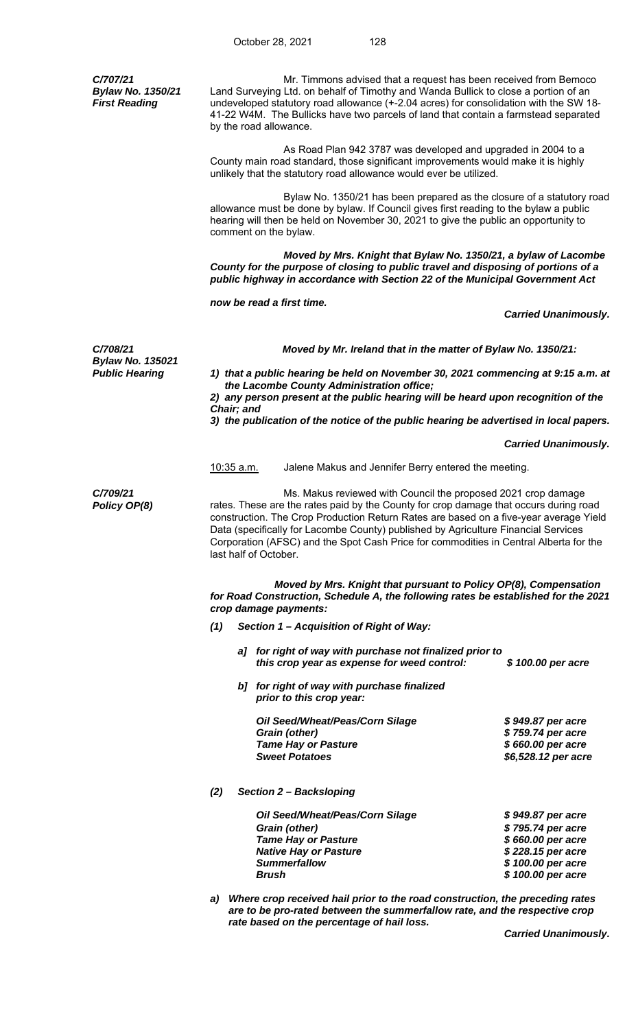***C/707/21***
***Bylaw No. 1350/21***
***First Reading***

Mr. Timmons advised that a request has been received from Bemoco Land Surveying Ltd. on behalf of Timothy and Wanda Bullick to close a portion of an undeveloped statutory road allowance (+-2.04 acres) for consolidation with the SW 18-41-22 W4M. The Bullicks have two parcels of land that contain a farmstead separated by the road allowance.

As Road Plan 942 3787 was developed and upgraded in 2004 to a County main road standard, those significant improvements would make it is highly unlikely that the statutory road allowance would ever be utilized.

Bylaw No. 1350/21 has been prepared as the closure of a statutory road allowance must be done by bylaw. If Council gives first reading to the bylaw a public hearing will then be held on November 30, 2021 to give the public an opportunity to comment on the bylaw.

***Moved by Mrs. Knight that Bylaw No. 1350/21, a bylaw of Lacombe County for the purpose of closing to public travel and disposing of portions of a public highway in accordance with Section 22 of the Municipal Government Act***

***now be read a first time.***

***Carried Unanimously.***

***C/708/21***
***Bylaw No. 135021***
***Public Hearing***

***Moved by Mr. Ireland that in the matter of Bylaw No. 1350/21:***

***1) that a public hearing be held on November 30, 2021 commencing at 9:15 a.m. at the Lacombe County Administration office;***
***2) any person present at the public hearing will be heard upon recognition of the Chair; and***
***3) the publication of the notice of the public hearing be advertised in local papers.***

***Carried Unanimously.***

10:35 a.m. Jalene Makus and Jennifer Berry entered the meeting.

***C/709/21***
***Policy OP(8)***

Ms. Makus reviewed with Council the proposed 2021 crop damage rates. These are the rates paid by the County for crop damage that occurs during road construction. The Crop Production Return Rates are based on a five-year average Yield Data (specifically for Lacombe County) published by Agriculture Financial Services Corporation (AFSC) and the Spot Cash Price for commodities in Central Alberta for the last half of October.

***Moved by Mrs. Knight that pursuant to Policy OP(8), Compensation for Road Construction, Schedule A, the following rates be established for the 2021 crop damage payments:***

***(1) Section 1 – Acquisition of Right of Way:***

***a] for right of way with purchase not finalized prior to this crop year as expense for weed control:*** ***$ 100.00 per acre***

***b] for right of way with purchase finalized prior to this crop year:***

| | |
|---|---|
| ***Oil Seed/Wheat/Peas/Corn Silage*** | ***$ 949.87 per acre*** |
| ***Grain (other)*** | ***$ 759.74 per acre*** |
| ***Tame Hay or Pasture*** | ***$ 660.00 per acre*** |
| ***Sweet Potatoes*** | ***$6,528.12 per acre*** |

***(2) Section 2 – Backsloping***

| | |
|---|---|
| ***Oil Seed/Wheat/Peas/Corn Silage*** | ***$ 949.87 per acre*** |
| ***Grain (other)*** | ***$ 795.74 per acre*** |
| ***Tame Hay or Pasture*** | ***$ 660.00 per acre*** |
| ***Native Hay or Pasture*** | ***$ 228.15 per acre*** |
| ***Summerfallow*** | ***$ 100.00 per acre*** |
| ***Brush*** | ***$ 100.00 per acre*** |

***a) Where crop received hail prior to the road construction, the preceding rates are to be pro-rated between the summerfallow rate, and the respective crop rate based on the percentage of hail loss.***

***Carried Unanimously.***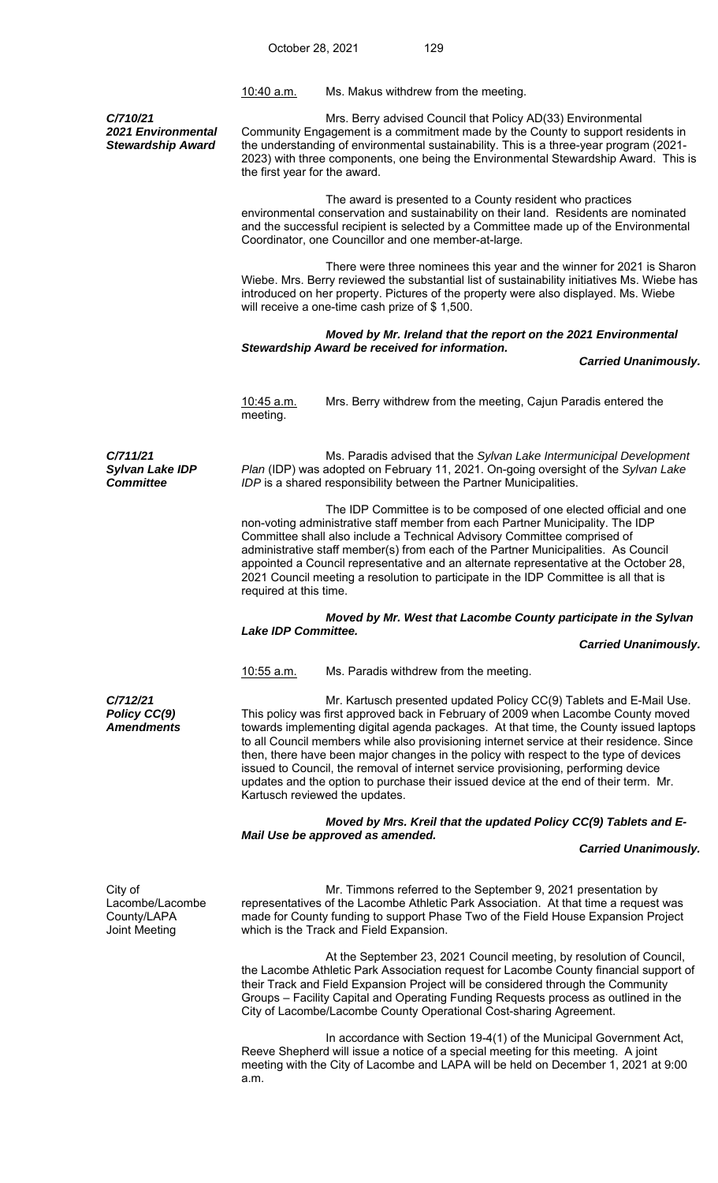10:40 a.m. Ms. Makus withdrew from the meeting.

***C/710/21***
***2021 Environmental Stewardship Award***

Mrs. Berry advised Council that Policy AD(33) Environmental Community Engagement is a commitment made by the County to support residents in the understanding of environmental sustainability. This is a three-year program (2021-2023) with three components, one being the Environmental Stewardship Award. This is the first year for the award.

The award is presented to a County resident who practices environmental conservation and sustainability on their land. Residents are nominated and the successful recipient is selected by a Committee made up of the Environmental Coordinator, one Councillor and one member-at-large.

There were three nominees this year and the winner for 2021 is Sharon Wiebe. Mrs. Berry reviewed the substantial list of sustainability initiatives Ms. Wiebe has introduced on her property. Pictures of the property were also displayed. Ms. Wiebe will receive a one-time cash prize of $ 1,500.

***Moved by Mr. Ireland that the report on the 2021 Environmental Stewardship Award be received for information.***

***Carried Unanimously.***

10:45 a.m. Mrs. Berry withdrew from the meeting, Cajun Paradis entered the meeting.

***C/711/21***
***Sylvan Lake IDP Committee***

Ms. Paradis advised that the *Sylvan Lake Intermunicipal Development Plan* (IDP) was adopted on February 11, 2021. On-going oversight of the *Sylvan Lake IDP* is a shared responsibility between the Partner Municipalities.

The IDP Committee is to be composed of one elected official and one non-voting administrative staff member from each Partner Municipality. The IDP Committee shall also include a Technical Advisory Committee comprised of administrative staff member(s) from each of the Partner Municipalities. As Council appointed a Council representative and an alternate representative at the October 28, 2021 Council meeting a resolution to participate in the IDP Committee is all that is required at this time.

***Moved by Mr. West that Lacombe County participate in the Sylvan Lake IDP Committee.***

***Carried Unanimously.***

10:55 a.m. Ms. Paradis withdrew from the meeting.

***C/712/21***
***Policy CC(9) Amendments***

Mr. Kartusch presented updated Policy CC(9) Tablets and E-Mail Use. This policy was first approved back in February of 2009 when Lacombe County moved towards implementing digital agenda packages. At that time, the County issued laptops to all Council members while also provisioning internet service at their residence. Since then, there have been major changes in the policy with respect to the type of devices issued to Council, the removal of internet service provisioning, performing device updates and the option to purchase their issued device at the end of their term. Mr. Kartusch reviewed the updates.

***Moved by Mrs. Kreil that the updated Policy CC(9) Tablets and E-Mail Use be approved as amended.***

***Carried Unanimously.***

City of Lacombe/Lacombe County/LAPA Joint Meeting

Mr. Timmons referred to the September 9, 2021 presentation by representatives of the Lacombe Athletic Park Association. At that time a request was made for County funding to support Phase Two of the Field House Expansion Project which is the Track and Field Expansion.

At the September 23, 2021 Council meeting, by resolution of Council, the Lacombe Athletic Park Association request for Lacombe County financial support of their Track and Field Expansion Project will be considered through the Community Groups – Facility Capital and Operating Funding Requests process as outlined in the City of Lacombe/Lacombe County Operational Cost-sharing Agreement.

In accordance with Section 19-4(1) of the Municipal Government Act, Reeve Shepherd will issue a notice of a special meeting for this meeting. A joint meeting with the City of Lacombe and LAPA will be held on December 1, 2021 at 9:00 a.m.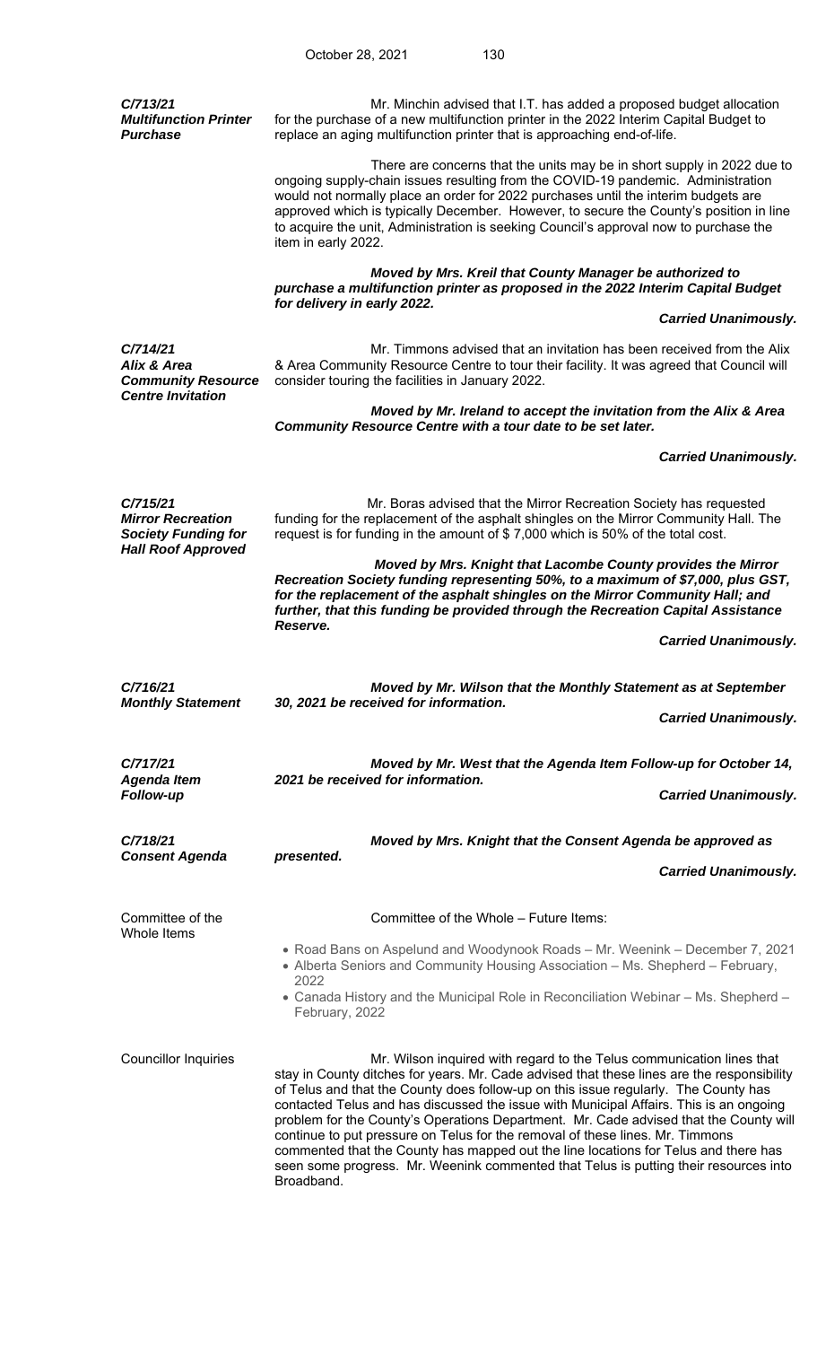***C/713/21***
***Multifunction Printer Purchase***

Mr. Minchin advised that I.T. has added a proposed budget allocation for the purchase of a new multifunction printer in the 2022 Interim Capital Budget to replace an aging multifunction printer that is approaching end-of-life.

There are concerns that the units may be in short supply in 2022 due to ongoing supply-chain issues resulting from the COVID-19 pandemic. Administration would not normally place an order for 2022 purchases until the interim budgets are approved which is typically December. However, to secure the County's position in line to acquire the unit, Administration is seeking Council's approval now to purchase the item in early 2022.

***Moved by Mrs. Kreil that County Manager be authorized to purchase a multifunction printer as proposed in the 2022 Interim Capital Budget for delivery in early 2022.***

***Carried Unanimously.***

***C/714/21***
***Alix & Area Community Resource Centre Invitation***

Mr. Timmons advised that an invitation has been received from the Alix & Area Community Resource Centre to tour their facility. It was agreed that Council will consider touring the facilities in January 2022.

***Moved by Mr. Ireland to accept the invitation from the Alix & Area Community Resource Centre with a tour date to be set later.***

***Carried Unanimously.***

***C/715/21***
***Mirror Recreation Society Funding for Hall Roof Approved***

Mr. Boras advised that the Mirror Recreation Society has requested funding for the replacement of the asphalt shingles on the Mirror Community Hall. The request is for funding in the amount of $ 7,000 which is 50% of the total cost.

***Moved by Mrs. Knight that Lacombe County provides the Mirror Recreation Society funding representing 50%, to a maximum of $7,000, plus GST, for the replacement of the asphalt shingles on the Mirror Community Hall; and further, that this funding be provided through the Recreation Capital Assistance Reserve.***

***Carried Unanimously.***

***C/716/21***
***Monthly Statement***

***Moved by Mr. Wilson that the Monthly Statement as at September 30, 2021 be received for information.***

***Carried Unanimously.***

***C/717/21***
***Agenda Item Follow-up***

***Moved by Mr. West that the Agenda Item Follow-up for October 14, 2021 be received for information.***

***Carried Unanimously.***

***C/718/21***
***Consent Agenda***

***Moved by Mrs. Knight that the Consent Agenda be approved as presented.***

***Carried Unanimously.***

Committee of the Whole Items

Committee of the Whole – Future Items:

- Road Bans on Aspelund and Woodynook Roads – Mr. Weenink – December 7, 2021
- Alberta Seniors and Community Housing Association – Ms. Shepherd – February, 2022
- Canada History and the Municipal Role in Reconciliation Webinar – Ms. Shepherd – February, 2022

Councillor Inquiries

Mr. Wilson inquired with regard to the Telus communication lines that stay in County ditches for years. Mr. Cade advised that these lines are the responsibility of Telus and that the County does follow-up on this issue regularly. The County has contacted Telus and has discussed the issue with Municipal Affairs. This is an ongoing problem for the County's Operations Department. Mr. Cade advised that the County will continue to put pressure on Telus for the removal of these lines. Mr. Timmons commented that the County has mapped out the line locations for Telus and there has seen some progress. Mr. Weenink commented that Telus is putting their resources into Broadband.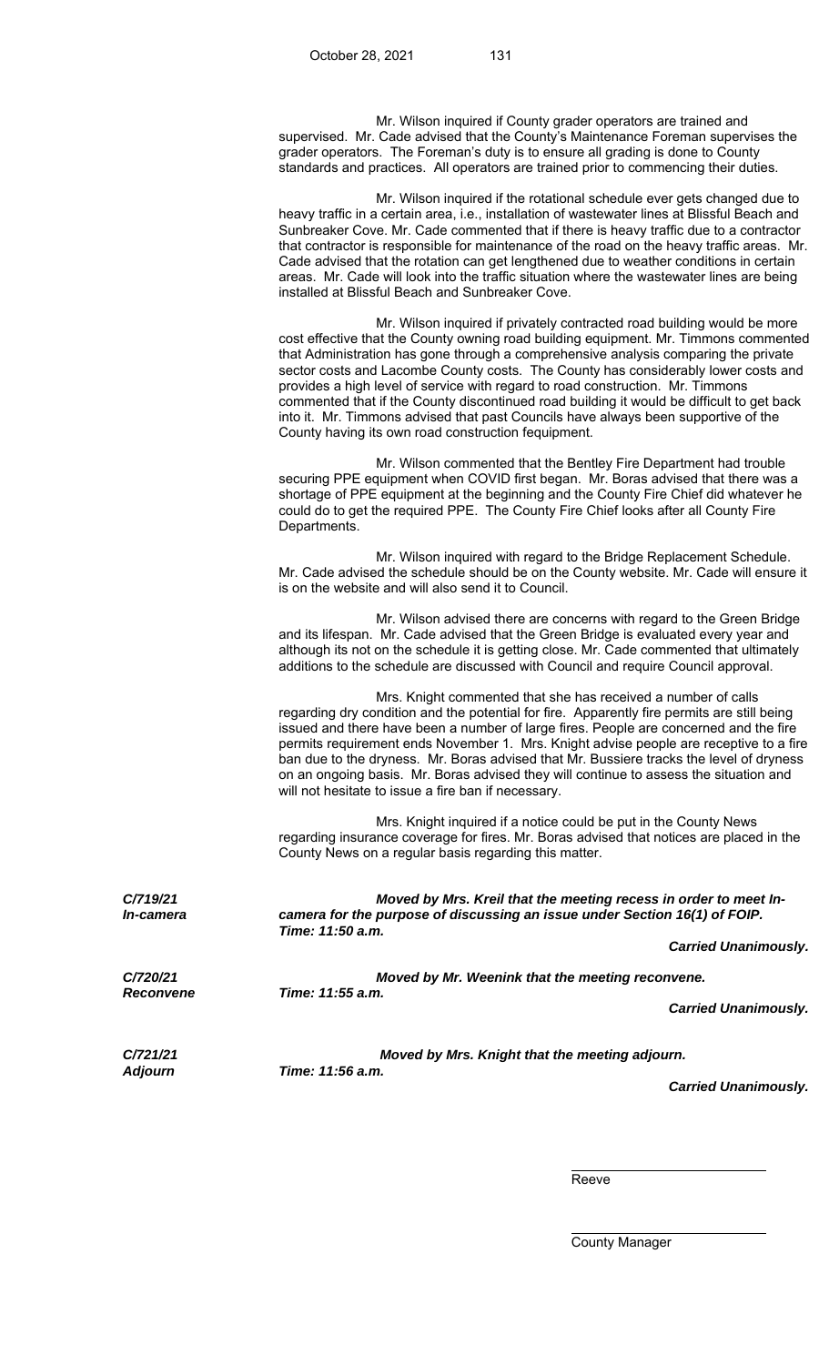Mr. Wilson inquired if County grader operators are trained and supervised. Mr. Cade advised that the County's Maintenance Foreman supervises the grader operators. The Foreman's duty is to ensure all grading is done to County standards and practices. All operators are trained prior to commencing their duties.

Mr. Wilson inquired if the rotational schedule ever gets changed due to heavy traffic in a certain area, i.e., installation of wastewater lines at Blissful Beach and Sunbreaker Cove. Mr. Cade commented that if there is heavy traffic due to a contractor that contractor is responsible for maintenance of the road on the heavy traffic areas. Mr. Cade advised that the rotation can get lengthened due to weather conditions in certain areas. Mr. Cade will look into the traffic situation where the wastewater lines are being installed at Blissful Beach and Sunbreaker Cove.

Mr. Wilson inquired if privately contracted road building would be more cost effective that the County owning road building equipment. Mr. Timmons commented that Administration has gone through a comprehensive analysis comparing the private sector costs and Lacombe County costs. The County has considerably lower costs and provides a high level of service with regard to road construction. Mr. Timmons commented that if the County discontinued road building it would be difficult to get back into it. Mr. Timmons advised that past Councils have always been supportive of the County having its own road construction equipment.

Mr. Wilson commented that the Bentley Fire Department had trouble securing PPE equipment when COVID first began. Mr. Boras advised that there was a shortage of PPE equipment at the beginning and the County Fire Chief did whatever he could do to get the required PPE. The County Fire Chief looks after all County Fire Departments.

Mr. Wilson inquired with regard to the Bridge Replacement Schedule. Mr. Cade advised the schedule should be on the County website. Mr. Cade will ensure it is on the website and will also send it to Council.

Mr. Wilson advised there are concerns with regard to the Green Bridge and its lifespan. Mr. Cade advised that the Green Bridge is evaluated every year and although its not on the schedule it is getting close. Mr. Cade commented that ultimately additions to the schedule are discussed with Council and require Council approval.

Mrs. Knight commented that she has received a number of calls regarding dry condition and the potential for fire. Apparently fire permits are still being issued and there have been a number of large fires. People are concerned and the fire permits requirement ends November 1. Mrs. Knight advise people are receptive to a fire ban due to the dryness. Mr. Boras advised that Mr. Bussiere tracks the level of dryness on an ongoing basis. Mr. Boras advised they will continue to assess the situation and will not hesitate to issue a fire ban if necessary.

Mrs. Knight inquired if a notice could be put in the County News regarding insurance coverage for fires. Mr. Boras advised that notices are placed in the County News on a regular basis regarding this matter.

***C/719/21***
***In-camera***

***Moved by Mrs. Kreil that the meeting recess in order to meet In-camera for the purpose of discussing an issue under Section 16(1) of FOIP. Time: 11:50 a.m.***

***Carried Unanimously.***

***C/720/21***
***Reconvene***

***Moved by Mr. Weenink that the meeting reconvene. Time: 11:55 a.m.***

***Carried Unanimously.***

***C/721/21***
***Adjourn***

***Moved by Mrs. Knight that the meeting adjourn. Time: 11:56 a.m.***

***Carried Unanimously.***

Reeve

County Manager